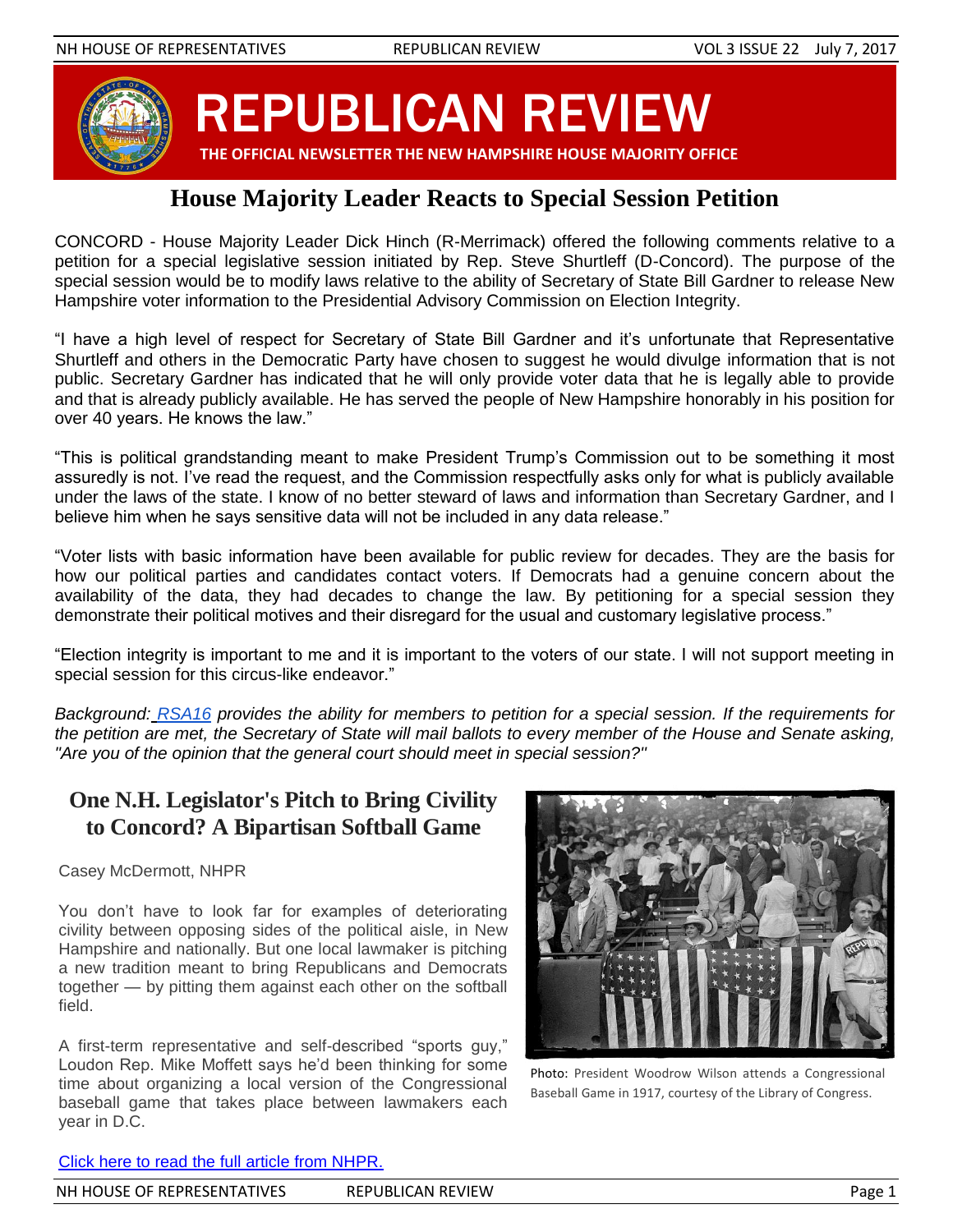# REPUBLICAN REVIEW

**THE OFFICIAL NEWSLETTER THE NEW HAMPSHIRE HOUSE MAJORITY OFFICE**

## House Majority Leader Reacts to Special Session Petition

CONCORD - House Majority Leader Dick Hinch (R-Merrimack) offered the following comments relative to a petition for a special legislative session initiated by Rep. Steve Shurtleff (D-Concord). The purpose of the special session would be to modify laws relative to the ability of Secretary of State Bill Gardner to release New Hampshire voter information to the Presidential Advisory Commission on Election Integrity.

"I have a high level of respect for Secretary of State Bill Gardner and it's unfortunate that Representative Shurtleff and others in the Democratic Party have chosen to suggest he would divulge information that is not public. Secretary Gardner has indicated that he will only provide voter data that he is legally able to provide and that is already publicly available. He has served the people of New Hampshire honorably in his position for over 40 years. He knows the law."

"This is political grandstanding meant to make President Trump's Commission out to be something it most assuredly is not. I've read the request, and the Commission respectfully asks only for what is publicly available under the laws of the state. I know of no better steward of laws and information than Secretary Gardner, and I believe him when he says sensitive data will not be included in any data release."

"Voter lists with basic information have been available for public review for decades. They are the basis for how our political parties and candidates contact voters. If Democrats had a genuine concern about the availability of the data, they had decades to change the law. By petitioning for a special session they demonstrate their political motives and their disregard for the usual and customary legislative process."

"Election integrity is important to me and it is important to the voters of our state. I will not support meeting in special session for this circus-like endeavor."

*Background: RSA16 provides the ability for members to petition for a special session. If the requirements for the petition are met, the Secretary of State will mail ballots to every member of the House and Senate asking, "Are you of the opinion that the general court should meet in special session?"*

## One N.H. Legislator's Pitch to Bring Civility to Concord? A Bipartisan Softball Game

Casey McDermott, NHPR

You don't have to look far for examples of deteriorating civility between opposing sides of the political aisle, in New Hampshire and nationally. But one local lawmaker is pitching a new tradition meant to bring Republicans and Democrats together — by pitting them against each other on the softball field.

A first-term representative and self-described "sports guy," Loudon Rep. Mike Moffett says he'd been thinking for some time about organizing a local version of the Congressional baseball game that takes place between lawmakers each year in D.C.

Photo: President Woodrow Wilson attends a Congressional Baseball Game in 1917, courtesy of the Library of Congress.

Click here to read the full article from NHPR.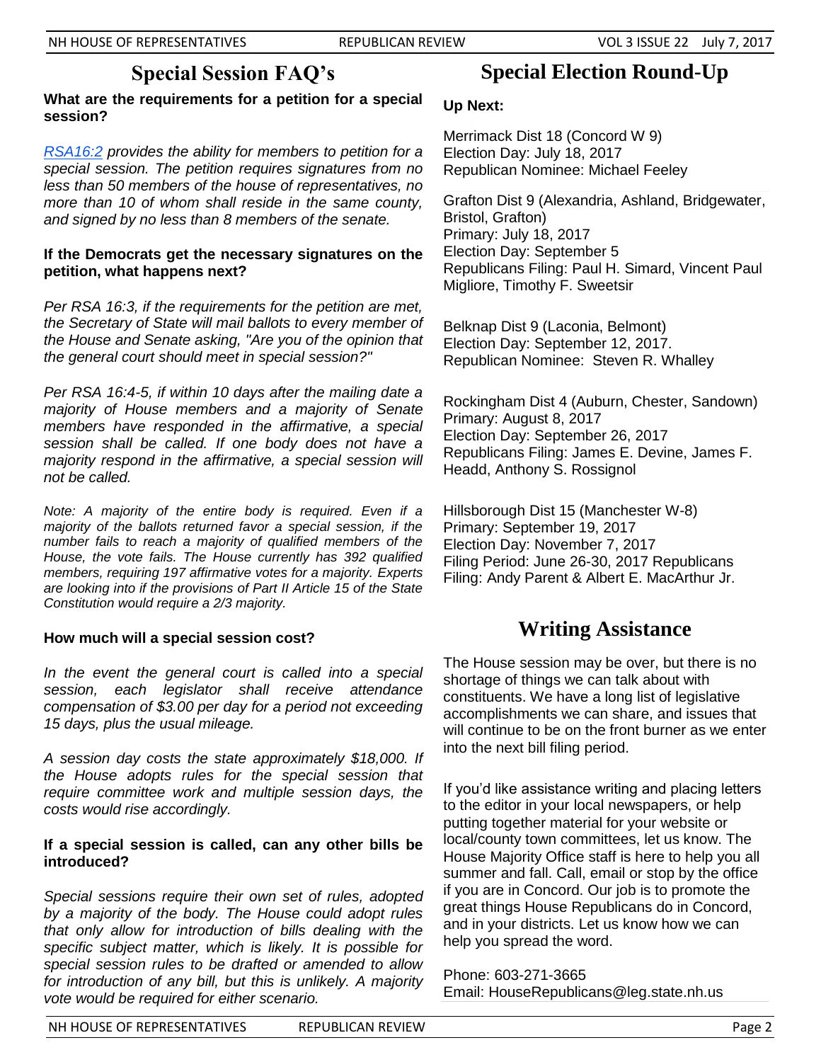## Special Session FAQ's

**What are the requirements for a petition for a special session?**

*RSA16:2 provides the ability for members to petition for a special session. The petition requires signatures from no less than 50 members of the house of representatives, no more than 10 of whom shall reside in the same county, and signed by no less than 8 members of the senate.*

**If the Democrats get the necessary signatures on the petition, what happens next?**

*Per RSA 16:3, if the requirements for the petition are met, the Secretary of State will mail ballots to every member of the House and Senate asking, "Are you of the opinion that the general court should meet in special session?"*

*Per RSA 16:4-5, if within 10 days after the mailing date a majority of House members and a majority of Senate members have responded in the affirmative, a special session shall be called. If one body does not have a majority respond in the affirmative, a special session will not be called.*

*Note: A majority of the entire body is required. Even if a majority of the ballots returned favor a special session, if the number fails to reach a majority of qualified members of the House, the vote fails. The House currently has 392 qualified members, requiring 197 affirmative votes for a majority. Experts are looking into if the provisions of Part II Article 15 of the State Constitution would require a 2/3 majority.*

**How much will a special session cost?**

*In the event the general court is called into a special session, each legislator shall receive attendance compensation of $3.00 per day for a period not exceeding 15 days, plus the usual mileage.*

*A session day costs the state approximately $18,000. If the House adopts rules for the special session that require committee work and multiple session days, the costs would rise accordingly.*

**If a special session is called, can any other bills be introduced?**

*Special sessions require their own set of rules, adopted by a majority of the body. The House could adopt rules that only allow for introduction of bills dealing with the specific subject matter, which is likely. It is possible for special session rules to be drafted or amended to allow for introduction of any bill, but this is unlikely. A majority vote would be required for either scenario.*

## Special Election Round-Up

**Up Next:**

Merrimack Dist 18 (Concord W 9)
Election Day: July 18, 2017
Republican Nominee: Michael Feeley

Grafton Dist 9 (Alexandria, Ashland, Bridgewater, Bristol, Grafton)
Primary: July 18, 2017
Election Day: September 5
Republicans Filing: Paul H. Simard, Vincent Paul Migliore, Timothy F. Sweetsir

Belknap Dist 9 (Laconia, Belmont)
Election Day: September 12, 2017.
Republican Nominee: Steven R. Whalley

Rockingham Dist 4 (Auburn, Chester, Sandown)
Primary: August 8, 2017
Election Day: September 26, 2017
Republicans Filing: James E. Devine, James F. Headd, Anthony S. Rossignol

Hillsborough Dist 15 (Manchester W-8)
Primary: September 19, 2017
Election Day: November 7, 2017
Filing Period: June 26-30, 2017 Republicans Filing: Andy Parent & Albert E. MacArthur Jr.

## Writing Assistance

The House session may be over, but there is no shortage of things we can talk about with constituents. We have a long list of legislative accomplishments we can share, and issues that will continue to be on the front burner as we enter into the next bill filing period.

If you'd like assistance writing and placing letters to the editor in your local newspapers, or help putting together material for your website or local/county town committees, let us know. The House Majority Office staff is here to help you all summer and fall. Call, email or stop by the office if you are in Concord. Our job is to promote the great things House Republicans do in Concord, and in your districts. Let us know how we can help you spread the word.

Phone: 603-271-3665
Email: HouseRepublicans@leg.state.nh.us